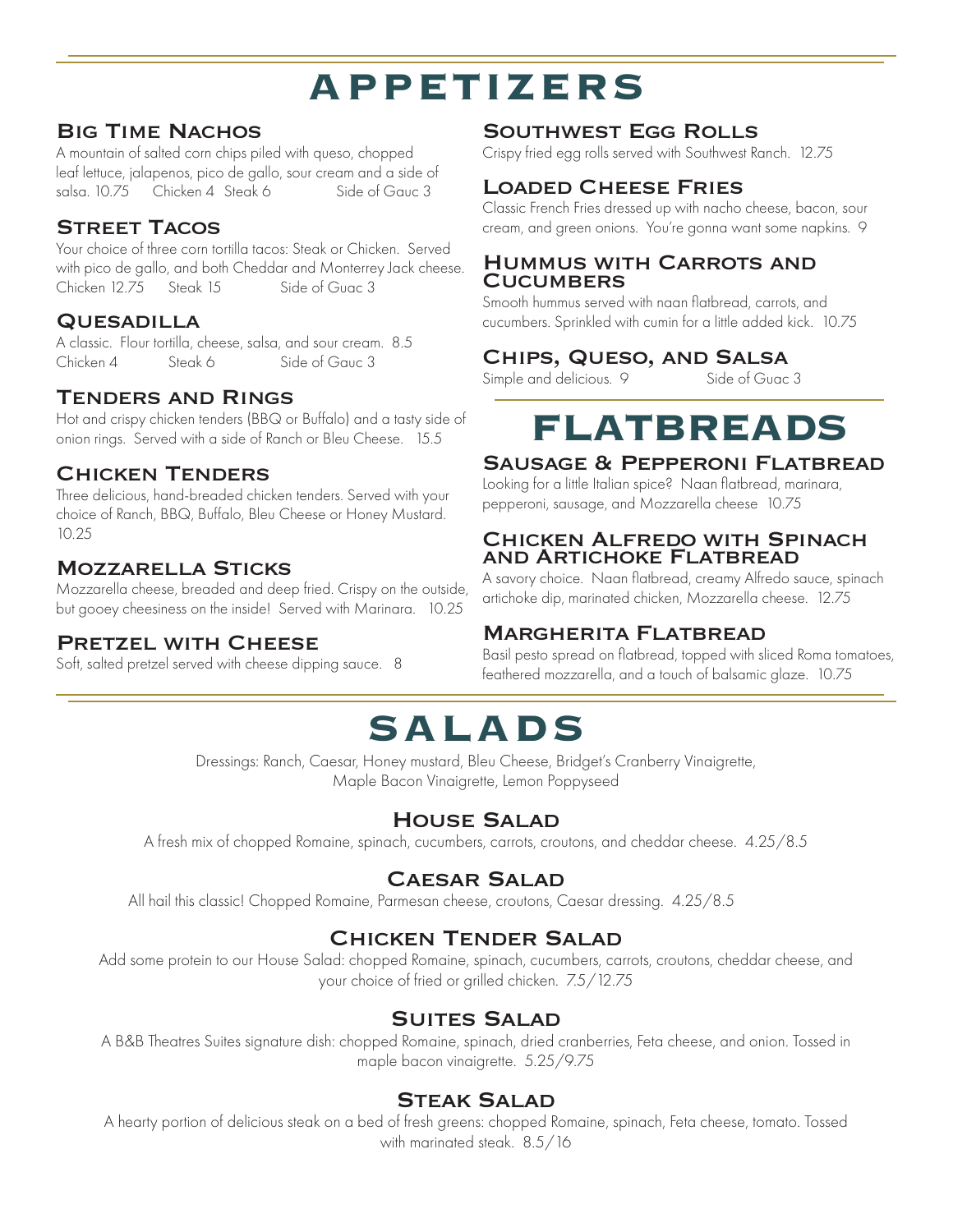# APPETIZERS

### Big Time Nachos

A mountain of salted corn chips piled with queso, chopped leaf lettuce, jalapenos, pico de gallo, sour cream and a side of salsa. 10.75 Chicken 4 Steak 6 Side of Gauc 3

### Street Tacos

Your choice of three corn tortilla tacos: Steak or Chicken. Served with pico de gallo, and both Cheddar and Monterrey Jack cheese. Chicken 12.75 Steak 15 Side of Guac 3

### Quesadilla

A classic. Flour tortilla, cheese, salsa, and sour cream. 8.5
Chicken 4 Steak 6 Side of Gauc 3

### Tenders and Rings

Hot and crispy chicken tenders (BBQ or Buffalo) and a tasty side of onion rings. Served with a side of Ranch or Bleu Cheese. 15.5

### Chicken Tenders

Three delicious, hand-breaded chicken tenders. Served with your choice of Ranch, BBQ, Buffalo, Bleu Cheese or Honey Mustard. 10.25

### Mozzarella Sticks

Mozzarella cheese, breaded and deep fried. Crispy on the outside, but gooey cheesiness on the inside! Served with Marinara. 10.25

### Pretzel with Cheese

Soft, salted pretzel served with cheese dipping sauce. 8

### Southwest Egg Rolls

Crispy fried egg rolls served with Southwest Ranch. 12.75

### Loaded Cheese Fries

Classic French Fries dressed up with nacho cheese, bacon, sour cream, and green onions. You're gonna want some napkins. 9

### Hummus with Carrots and Cucumbers

Smooth hummus served with naan flatbread, carrots, and cucumbers. Sprinkled with cumin for a little added kick. 10.75

### Chips, Queso, and Salsa

Simple and delicious. 9 Side of Guac 3

# FLATBREADS

### Sausage & Pepperoni Flatbread

Looking for a little Italian spice? Naan flatbread, marinara, pepperoni, sausage, and Mozzarella cheese 10.75

### Chicken Alfredo with Spinach and Artichoke Flatbread

A savory choice. Naan flatbread, creamy Alfredo sauce, spinach artichoke dip, marinated chicken, Mozzarella cheese. 12.75

### Margherita Flatbread

Basil pesto spread on flatbread, topped with sliced Roma tomatoes, feathered mozzarella, and a touch of balsamic glaze. 10.75

# SALADS

Dressings: Ranch, Caesar, Honey mustard, Bleu Cheese, Bridget's Cranberry Vinaigrette, Maple Bacon Vinaigrette, Lemon Poppyseed

### House Salad

A fresh mix of chopped Romaine, spinach, cucumbers, carrots, croutons, and cheddar cheese. 4.25/8.5

### Caesar Salad

All hail this classic! Chopped Romaine, Parmesan cheese, croutons, Caesar dressing. 4.25/8.5

### Chicken Tender Salad

Add some protein to our House Salad: chopped Romaine, spinach, cucumbers, carrots, croutons, cheddar cheese, and your choice of fried or grilled chicken. 7.5/12.75

### Suites Salad

A B&B Theatres Suites signature dish: chopped Romaine, spinach, dried cranberries, Feta cheese, and onion. Tossed in maple bacon vinaigrette. 5.25/9.75

### Steak Salad

A hearty portion of delicious steak on a bed of fresh greens: chopped Romaine, spinach, Feta cheese, tomato. Tossed with marinated steak. 8.5/16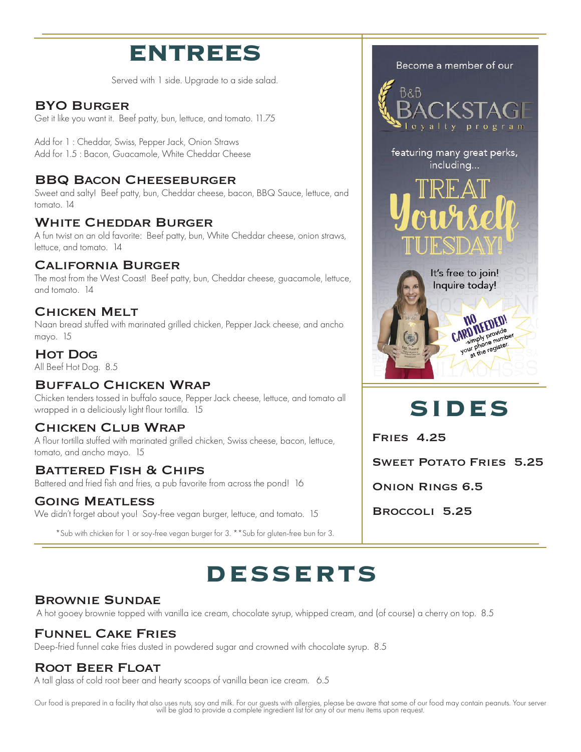# ENTREES

Served with 1 side. Upgrade to a side salad.

### BYO Burger

Get it like you want it. Beef patty, bun, lettuce, and tomato. 11.75

Add for 1 : Cheddar, Swiss, Pepper Jack, Onion Straws
Add for 1.5 : Bacon, Guacamole, White Cheddar Cheese

### BBQ Bacon Cheeseburger

Sweet and salty! Beef patty, bun, Cheddar cheese, bacon, BBQ Sauce, lettuce, and tomato. 14

### White Cheddar Burger

A fun twist on an old favorite: Beef patty, bun, White Cheddar cheese, onion straws, lettuce, and tomato. 14

### California Burger

The most from the West Coast! Beef patty, bun, Cheddar cheese, guacamole, lettuce, and tomato. 14

### Chicken Melt

Naan bread stuffed with marinated grilled chicken, Pepper Jack cheese, and ancho mayo. 15

### Hot Dog

All Beef Hot Dog. 8.5

### Buffalo Chicken Wrap

Chicken tenders tossed in buffalo sauce, Pepper Jack cheese, lettuce, and tomato all wrapped in a deliciously light flour tortilla. 15

### Chicken Club Wrap

A flour tortilla stuffed with marinated grilled chicken, Swiss cheese, bacon, lettuce, tomato, and ancho mayo. 15

### Battered Fish & Chips

Battered and fried fish and fries, a pub favorite from across the pond! 16

### Going Meatless

We didn't forget about you! Soy-free vegan burger, lettuce, and tomato. 15

*Sub with chicken for 1 or soy-free vegan burger for 3. **Sub for gluten-free bun for 3.

Become a member of our

B&B BACKSTAGE loyalty program

featuring many great perks, including...

TREAT Yourself TUESDAY!

It's free to join! Inquire today!

NO CARD NEEDED! -simply provide your phone number at the register.

# SIDES

**Fries** 4.25

**Sweet Potato Fries** 5.25

**Onion Rings** 6.5

**Broccoli** 5.25

# DESSERTS

### Brownie Sundae

A hot gooey brownie topped with vanilla ice cream, chocolate syrup, whipped cream, and (of course) a cherry on top. 8.5

### Funnel Cake Fries

Deep-fried funnel cake fries dusted in powdered sugar and crowned with chocolate syrup. 8.5

### Root Beer Float

A tall glass of cold root beer and hearty scoops of vanilla bean ice cream. 6.5

Our food is prepared in a facility that also uses nuts, soy and milk. For our guests with allergies, please be aware that some of our food may contain peanuts. Your server will be glad to provide a complete ingredient list for any of our menu items upon request.